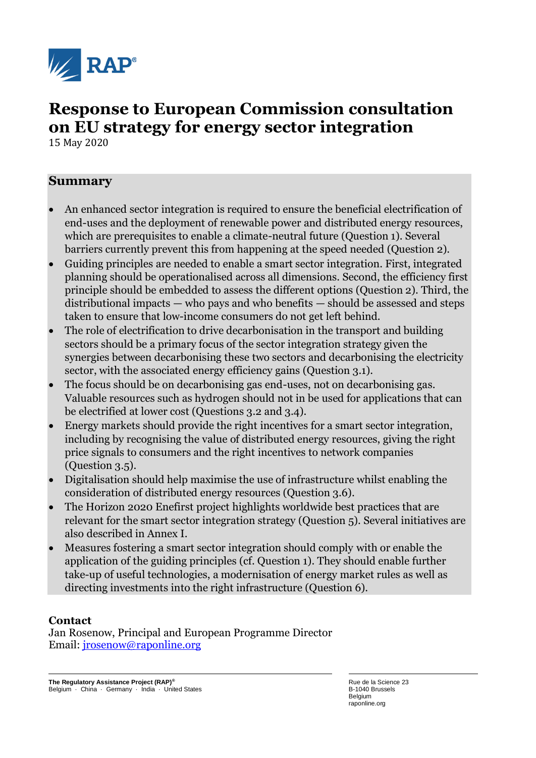# Response to European Commission consultation on EU strategy for energy sector integration

15 May 2020

## Summary

- An enhanced sector integration is required to ensure the beneficial electrification of end-uses and the deployment of renewable power and distributed energy resources, which are prerequisites to enable a climate-neutral future (Question 1). Several barriers currently prevent this from happening at the speed needed (Question 2).
- Guiding principles are needed to enable a smart sector integration. First, integrated planning should be operationalised across all dimensions. Second, the efficiency first principle should be embedded to assess the different options (Question 2). Third, the distributional impacts — who pays and who benefits — should be assessed and steps taken to ensure that low-income consumers do not get left behind.
- The role of electrification to drive decarbonisation in the transport and building sectors should be a primary focus of the sector integration strategy given the synergies between decarbonising these two sectors and decarbonising the electricity sector, with the associated energy efficiency gains (Question 3.1).
- The focus should be on decarbonising gas end-uses, not on decarbonising gas. Valuable resources such as hydrogen should not in be used for applications that can be electrified at lower cost (Questions 3.2 and 3.4).
- Energy markets should provide the right incentives for a smart sector integration, including by recognising the value of distributed energy resources, giving the right price signals to consumers and the right incentives to network companies (Question 3.5).
- Digitalisation should help maximise the use of infrastructure whilst enabling the consideration of distributed energy resources (Question 3.6).
- The Horizon 2020 Enefirst project highlights worldwide best practices that are relevant for the smart sector integration strategy (Question 5). Several initiatives are also described in Annex I.
- Measures fostering a smart sector integration should comply with or enable the application of the guiding principles (cf. Question 1). They should enable further take-up of useful technologies, a modernisation of energy market rules as well as directing investments into the right infrastructure (Question 6).

**Contact**
Jan Rosenow, Principal and European Programme Director
Email: jrosenow@raponline.org

**The Regulatory Assistance Project (RAP)®**
Belgium · China · Germany · India · United States

Rue de la Science 23
B-1040 Brussels
Belgium
raponline.org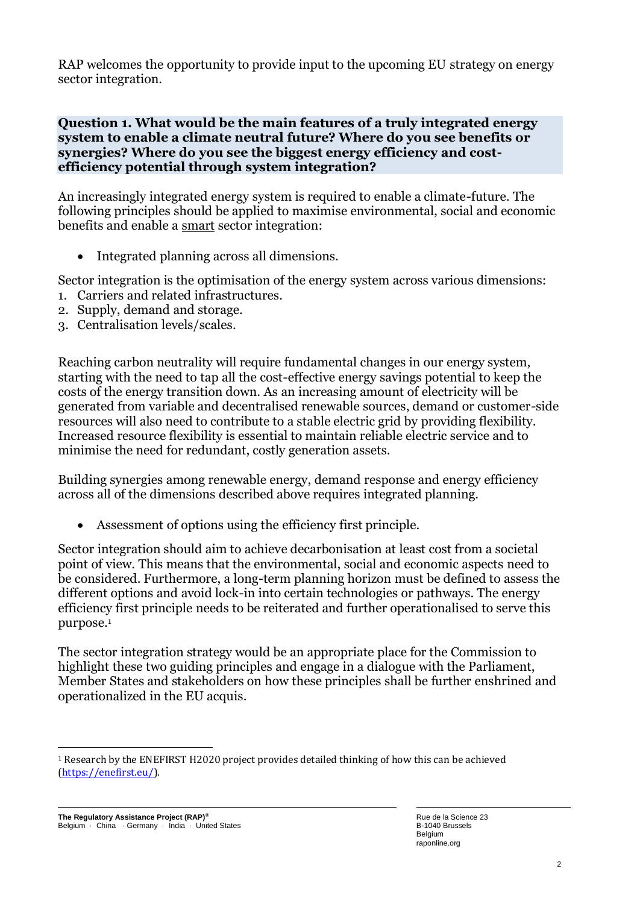RAP welcomes the opportunity to provide input to the upcoming EU strategy on energy sector integration.

**Question 1. What would be the main features of a truly integrated energy system to enable a climate neutral future? Where do you see benefits or synergies? Where do you see the biggest energy efficiency and cost-efficiency potential through system integration?**

An increasingly integrated energy system is required to enable a climate-future. The following principles should be applied to maximise environmental, social and economic benefits and enable a smart sector integration:

- Integrated planning across all dimensions.

Sector integration is the optimisation of the energy system across various dimensions:

1. Carriers and related infrastructures.
2. Supply, demand and storage.
3. Centralisation levels/scales.

Reaching carbon neutrality will require fundamental changes in our energy system, starting with the need to tap all the cost-effective energy savings potential to keep the costs of the energy transition down. As an increasing amount of electricity will be generated from variable and decentralised renewable sources, demand or customer-side resources will also need to contribute to a stable electric grid by providing flexibility. Increased resource flexibility is essential to maintain reliable electric service and to minimise the need for redundant, costly generation assets.

Building synergies among renewable energy, demand response and energy efficiency across all of the dimensions described above requires integrated planning.

- Assessment of options using the efficiency first principle.

Sector integration should aim to achieve decarbonisation at least cost from a societal point of view. This means that the environmental, social and economic aspects need to be considered. Furthermore, a long-term planning horizon must be defined to assess the different options and avoid lock-in into certain technologies or pathways. The energy efficiency first principle needs to be reiterated and further operationalised to serve this purpose.[1]

The sector integration strategy would be an appropriate place for the Commission to highlight these two guiding principles and engage in a dialogue with the Parliament, Member States and stakeholders on how these principles shall be further enshrined and operationalized in the EU acquis.

[1] Research by the ENEFIRST H2020 project provides detailed thinking of how this can be achieved (https://enefirst.eu/).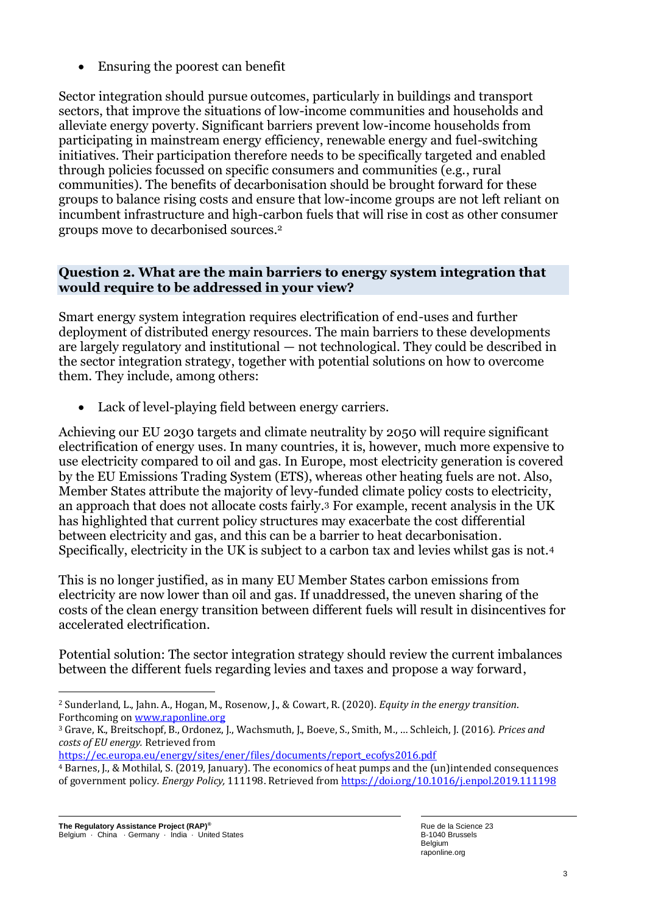- Ensuring the poorest can benefit

Sector integration should pursue outcomes, particularly in buildings and transport sectors, that improve the situations of low-income communities and households and alleviate energy poverty. Significant barriers prevent low-income households from participating in mainstream energy efficiency, renewable energy and fuel-switching initiatives. Their participation therefore needs to be specifically targeted and enabled through policies focussed on specific consumers and communities (e.g., rural communities). The benefits of decarbonisation should be brought forward for these groups to balance rising costs and ensure that low-income groups are not left reliant on incumbent infrastructure and high-carbon fuels that will rise in cost as other consumer groups move to decarbonised sources.[2]

## Question 2. What are the main barriers to energy system integration that would require to be addressed in your view?

Smart energy system integration requires electrification of end-uses and further deployment of distributed energy resources. The main barriers to these developments are largely regulatory and institutional — not technological. They could be described in the sector integration strategy, together with potential solutions on how to overcome them. They include, among others:

- Lack of level-playing field between energy carriers.

Achieving our EU 2030 targets and climate neutrality by 2050 will require significant electrification of energy uses. In many countries, it is, however, much more expensive to use electricity compared to oil and gas. In Europe, most electricity generation is covered by the EU Emissions Trading System (ETS), whereas other heating fuels are not. Also, Member States attribute the majority of levy-funded climate policy costs to electricity, an approach that does not allocate costs fairly.[3] For example, recent analysis in the UK has highlighted that current policy structures may exacerbate the cost differential between electricity and gas, and this can be a barrier to heat decarbonisation. Specifically, electricity in the UK is subject to a carbon tax and levies whilst gas is not.[4]

This is no longer justified, as in many EU Member States carbon emissions from electricity are now lower than oil and gas. If unaddressed, the uneven sharing of the costs of the clean energy transition between different fuels will result in disincentives for accelerated electrification.

Potential solution: The sector integration strategy should review the current imbalances between the different fuels regarding levies and taxes and propose a way forward,

---

[2] Sunderland, L., Jahn. A., Hogan, M., Rosenow, J., & Cowart, R. (2020). *Equity in the energy transition*. Forthcoming on www.raponline.org

[3] Grave, K., Breitschopf, B., Ordonez, J., Wachsmuth, J., Boeve, S., Smith, M., ... Schleich, J. (2016). *Prices and costs of EU energy.* Retrieved from https://ec.europa.eu/energy/sites/ener/files/documents/report_ecofys2016.pdf

[4] Barnes, J., & Mothilal, S. (2019, January). The economics of heat pumps and the (un)intended consequences of government policy. *Energy Policy,* 111198. Retrieved from https://doi.org/10.1016/j.enpol.2019.111198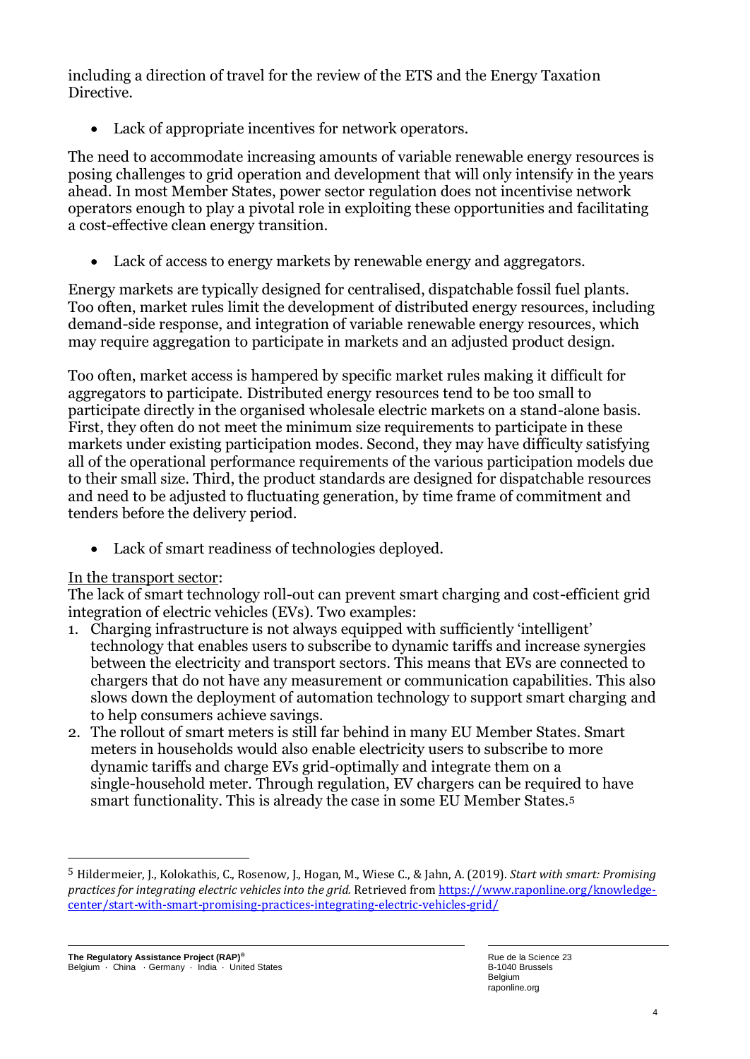including a direction of travel for the review of the ETS and the Energy Taxation Directive.

- Lack of appropriate incentives for network operators.

The need to accommodate increasing amounts of variable renewable energy resources is posing challenges to grid operation and development that will only intensify in the years ahead. In most Member States, power sector regulation does not incentivise network operators enough to play a pivotal role in exploiting these opportunities and facilitating a cost-effective clean energy transition.

- Lack of access to energy markets by renewable energy and aggregators.

Energy markets are typically designed for centralised, dispatchable fossil fuel plants. Too often, market rules limit the development of distributed energy resources, including demand-side response, and integration of variable renewable energy resources, which may require aggregation to participate in markets and an adjusted product design.

Too often, market access is hampered by specific market rules making it difficult for aggregators to participate. Distributed energy resources tend to be too small to participate directly in the organised wholesale electric markets on a stand-alone basis. First, they often do not meet the minimum size requirements to participate in these markets under existing participation modes. Second, they may have difficulty satisfying all of the operational performance requirements of the various participation models due to their small size. Third, the product standards are designed for dispatchable resources and need to be adjusted to fluctuating generation, by time frame of commitment and tenders before the delivery period.

- Lack of smart readiness of technologies deployed.

<u>In the transport sector</u>:
The lack of smart technology roll-out can prevent smart charging and cost-efficient grid integration of electric vehicles (EVs). Two examples:

1. Charging infrastructure is not always equipped with sufficiently 'intelligent' technology that enables users to subscribe to dynamic tariffs and increase synergies between the electricity and transport sectors. This means that EVs are connected to chargers that do not have any measurement or communication capabilities. This also slows down the deployment of automation technology to support smart charging and to help consumers achieve savings.
2. The rollout of smart meters is still far behind in many EU Member States. Smart meters in households would also enable electricity users to subscribe to more dynamic tariffs and charge EVs grid-optimally and integrate them on a single-household meter. Through regulation, EV chargers can be required to have smart functionality. This is already the case in some EU Member States.[5]

---

[5] Hildermeier, J., Kolokathis, C., Rosenow, J., Hogan, M., Wiese C., & Jahn, A. (2019). *Start with smart: Promising practices for integrating electric vehicles into the grid.* Retrieved from https://www.raponline.org/knowledge-center/start-with-smart-promising-practices-integrating-electric-vehicles-grid/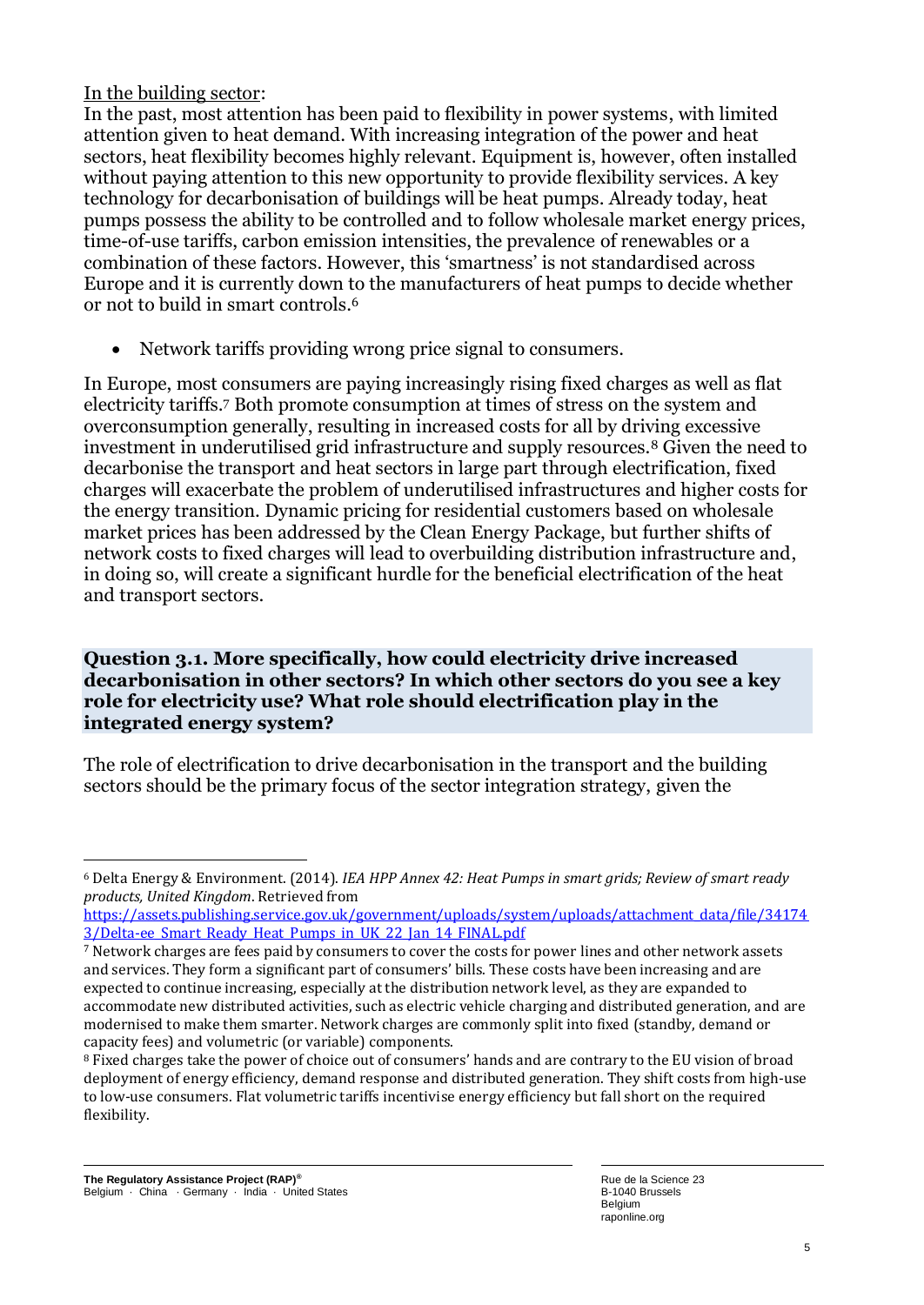In the building sector:

In the past, most attention has been paid to flexibility in power systems, with limited attention given to heat demand. With increasing integration of the power and heat sectors, heat flexibility becomes highly relevant. Equipment is, however, often installed without paying attention to this new opportunity to provide flexibility services. A key technology for decarbonisation of buildings will be heat pumps. Already today, heat pumps possess the ability to be controlled and to follow wholesale market energy prices, time-of-use tariffs, carbon emission intensities, the prevalence of renewables or a combination of these factors. However, this 'smartness' is not standardised across Europe and it is currently down to the manufacturers of heat pumps to decide whether or not to build in smart controls.[6]

- Network tariffs providing wrong price signal to consumers.

In Europe, most consumers are paying increasingly rising fixed charges as well as flat electricity tariffs.[7] Both promote consumption at times of stress on the system and overconsumption generally, resulting in increased costs for all by driving excessive investment in underutilised grid infrastructure and supply resources.[8] Given the need to decarbonise the transport and heat sectors in large part through electrification, fixed charges will exacerbate the problem of underutilised infrastructures and higher costs for the energy transition. Dynamic pricing for residential customers based on wholesale market prices has been addressed by the Clean Energy Package, but further shifts of network costs to fixed charges will lead to overbuilding distribution infrastructure and, in doing so, will create a significant hurdle for the beneficial electrification of the heat and transport sectors.

**Question 3.1. More specifically, how could electricity drive increased decarbonisation in other sectors? In which other sectors do you see a key role for electricity use? What role should electrification play in the integrated energy system?**

The role of electrification to drive decarbonisation in the transport and the building sectors should be the primary focus of the sector integration strategy, given the

---

[6] Delta Energy & Environment. (2014). *IEA HPP Annex 42: Heat Pumps in smart grids; Review of smart ready products, United Kingdom*. Retrieved from https://assets.publishing.service.gov.uk/government/uploads/system/uploads/attachment_data/file/341743/Delta-ee_Smart_Ready_Heat_Pumps_in_UK_22_Jan_14_FINAL.pdf

[7] Network charges are fees paid by consumers to cover the costs for power lines and other network assets and services. They form a significant part of consumers' bills. These costs have been increasing and are expected to continue increasing, especially at the distribution network level, as they are expanded to accommodate new distributed activities, such as electric vehicle charging and distributed generation, and are modernised to make them smarter. Network charges are commonly split into fixed (standby, demand or capacity fees) and volumetric (or variable) components.

[8] Fixed charges take the power of choice out of consumers' hands and are contrary to the EU vision of broad deployment of energy efficiency, demand response and distributed generation. They shift costs from high-use to low-use consumers. Flat volumetric tariffs incentivise energy efficiency but fall short on the required flexibility.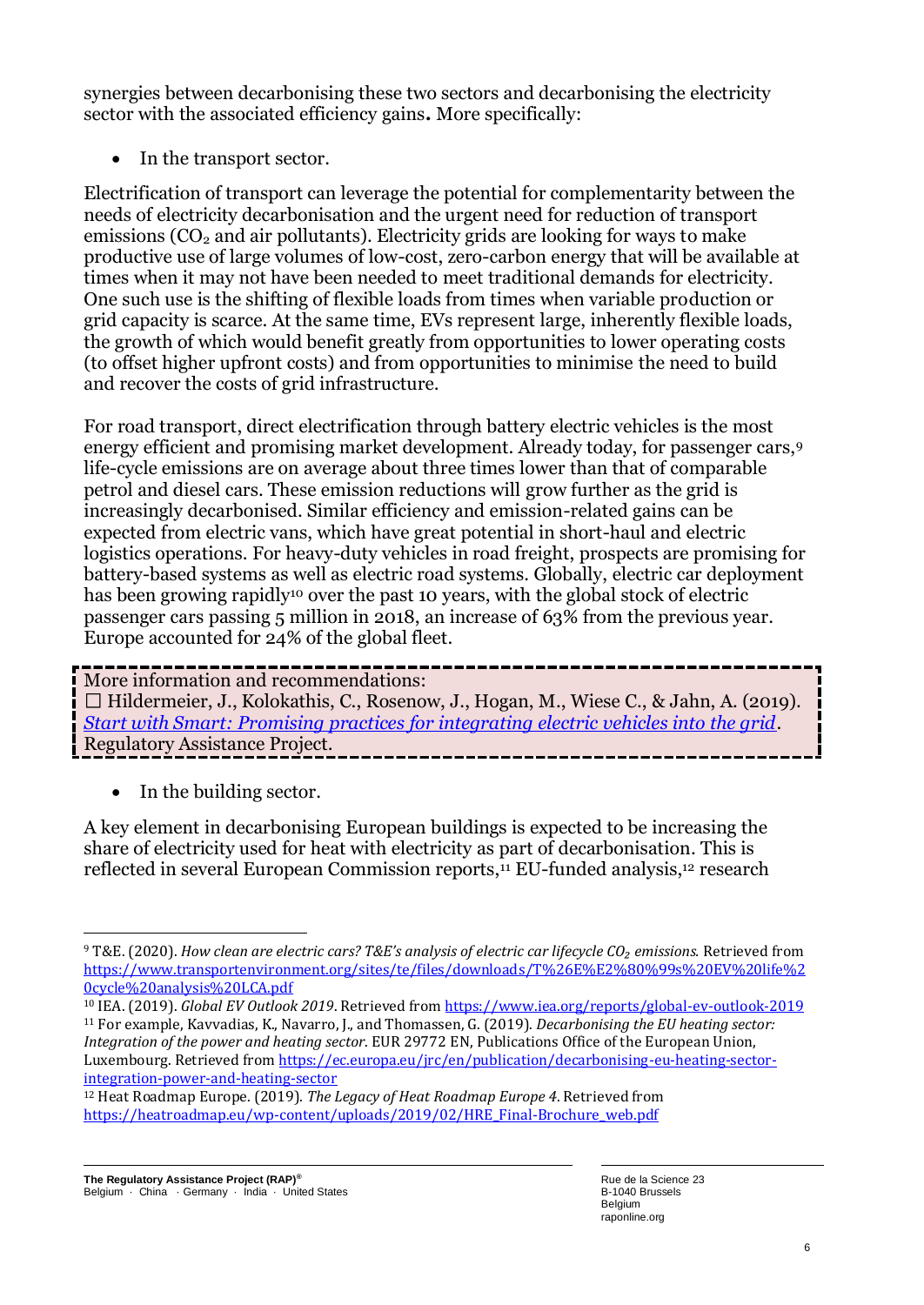synergies between decarbonising these two sectors and decarbonising the electricity sector with the associated efficiency gains**.** More specifically:

- In the transport sector.

Electrification of transport can leverage the potential for complementarity between the needs of electricity decarbonisation and the urgent need for reduction of transport emissions ($CO_2$ and air pollutants). Electricity grids are looking for ways to make productive use of large volumes of low-cost, zero-carbon energy that will be available at times when it may not have been needed to meet traditional demands for electricity. One such use is the shifting of flexible loads from times when variable production or grid capacity is scarce. At the same time, EVs represent large, inherently flexible loads, the growth of which would benefit greatly from opportunities to lower operating costs (to offset higher upfront costs) and from opportunities to minimise the need to build and recover the costs of grid infrastructure.

For road transport, direct electrification through battery electric vehicles is the most energy efficient and promising market development. Already today, for passenger cars,[9] life-cycle emissions are on average about three times lower than that of comparable petrol and diesel cars. These emission reductions will grow further as the grid is increasingly decarbonised. Similar efficiency and emission-related gains can be expected from electric vans, which have great potential in short-haul and electric logistics operations. For heavy-duty vehicles in road freight, prospects are promising for battery-based systems as well as electric road systems. Globally, electric car deployment has been growing rapidly[10] over the past 10 years, with the global stock of electric passenger cars passing 5 million in 2018, an increase of 63% from the previous year. Europe accounted for 24% of the global fleet.

> More information and recommendations:
> ☐ Hildermeier, J., Kolokathis, C., Rosenow, J., Hogan, M., Wiese C., & Jahn, A. (2019). *Start with Smart: Promising practices for integrating electric vehicles into the grid*. Regulatory Assistance Project.

- In the building sector.

A key element in decarbonising European buildings is expected to be increasing the share of electricity used for heat with electricity as part of decarbonisation. This is reflected in several European Commission reports,[11] EU-funded analysis,[12] research

---

[9] T&E. (2020). *How clean are electric cars? T&E's analysis of electric car lifecycle $CO_2$ emissions.* Retrieved from https://www.transportenvironment.org/sites/te/files/downloads/T%26E%E2%80%99s%20EV%20life%20cycle%20analysis%20LCA.pdf

[10] IEA. (2019). *Global EV Outlook 2019*. Retrieved from https://www.iea.org/reports/global-ev-outlook-2019

[11] For example, Kavvadias, K., Navarro, J., and Thomassen, G. (2019). *Decarbonising the EU heating sector: Integration of the power and heating sector.* EUR 29772 EN, Publications Office of the European Union, Luxembourg. Retrieved from https://ec.europa.eu/jrc/en/publication/decarbonising-eu-heating-sector-integration-power-and-heating-sector

[12] Heat Roadmap Europe. (2019). *The Legacy of Heat Roadmap Europe 4*. Retrieved from https://heatroadmap.eu/wp-content/uploads/2019/02/HRE_Final-Brochure_web.pdf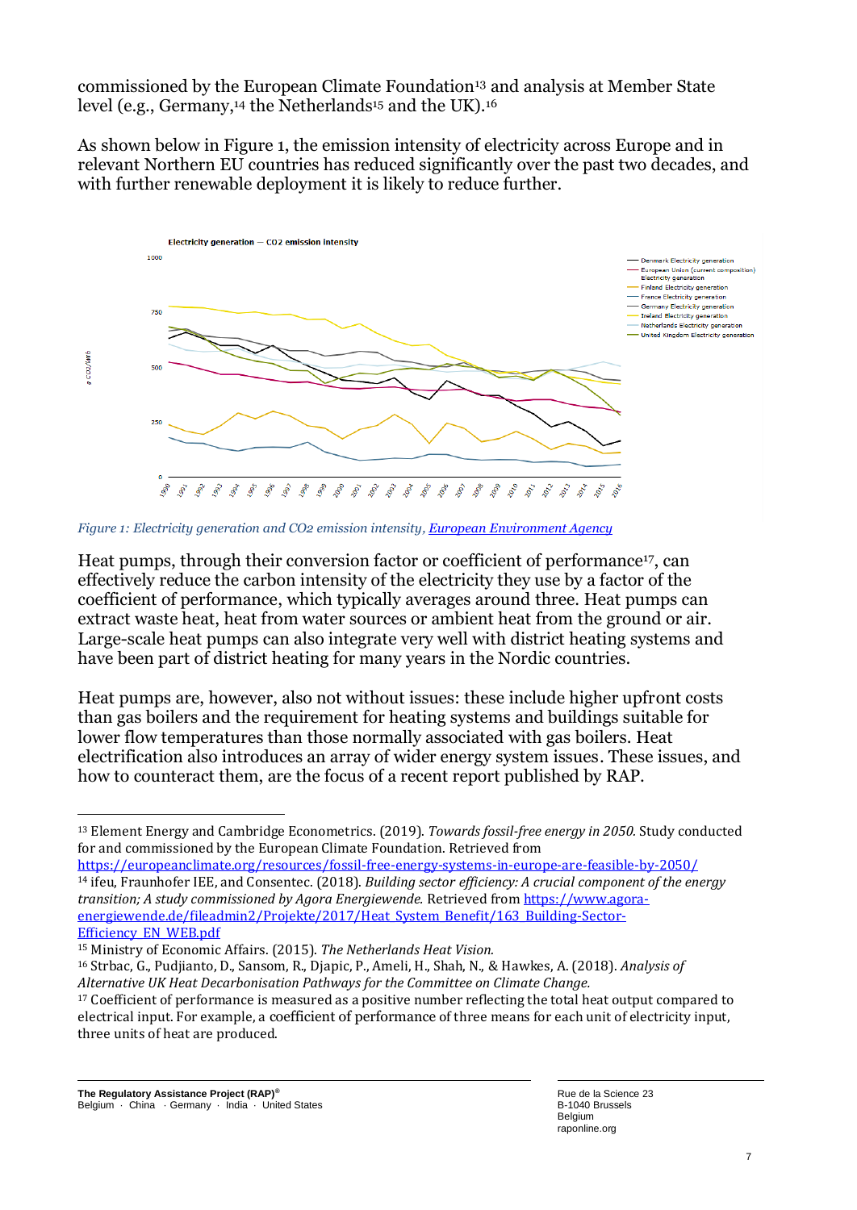commissioned by the European Climate Foundation[13] and analysis at Member State level (e.g., Germany,[14] the Netherlands[15] and the UK).[16]

As shown below in Figure 1, the emission intensity of electricity across Europe and in relevant Northern EU countries has reduced significantly over the past two decades, and with further renewable deployment it is likely to reduce further.

*Figure 1: Electricity generation and CO2 emission intensity, [European Environment Agency]*

Heat pumps, through their conversion factor or coefficient of performance[17], can effectively reduce the carbon intensity of the electricity they use by a factor of the coefficient of performance, which typically averages around three. Heat pumps can extract waste heat, heat from water sources or ambient heat from the ground or air. Large-scale heat pumps can also integrate very well with district heating systems and have been part of district heating for many years in the Nordic countries.

Heat pumps are, however, also not without issues: these include higher upfront costs than gas boilers and the requirement for heating systems and buildings suitable for lower flow temperatures than those normally associated with gas boilers. Heat electrification also introduces an array of wider energy system issues. These issues, and how to counteract them, are the focus of a recent report published by RAP.

---

[13] Element Energy and Cambridge Econometrics. (2019). *Towards fossil-free energy in 2050.* Study conducted for and commissioned by the European Climate Foundation. Retrieved from https://europeanclimate.org/resources/fossil-free-energy-systems-in-europe-are-feasible-by-2050/

[14] ifeu, Fraunhofer IEE, and Consentec. (2018). *Building sector efficiency: A crucial component of the energy transition; A study commissioned by Agora Energiewende.* Retrieved from https://www.agora-energiewende.de/fileadmin2/Projekte/2017/Heat_System_Benefit/163_Building-Sector-Efficiency_EN_WEB.pdf

[15] Ministry of Economic Affairs. (2015). *The Netherlands Heat Vision.*

[16] Strbac, G., Pudjianto, D., Sansom, R., Djapic, P., Ameli, H., Shah, N., & Hawkes, A. (2018). *Analysis of Alternative UK Heat Decarbonisation Pathways for the Committee on Climate Change.*

[17] Coefficient of performance is measured as a positive number reflecting the total heat output compared to electrical input. For example, a coefficient of performance of three means for each unit of electricity input, three units of heat are produced.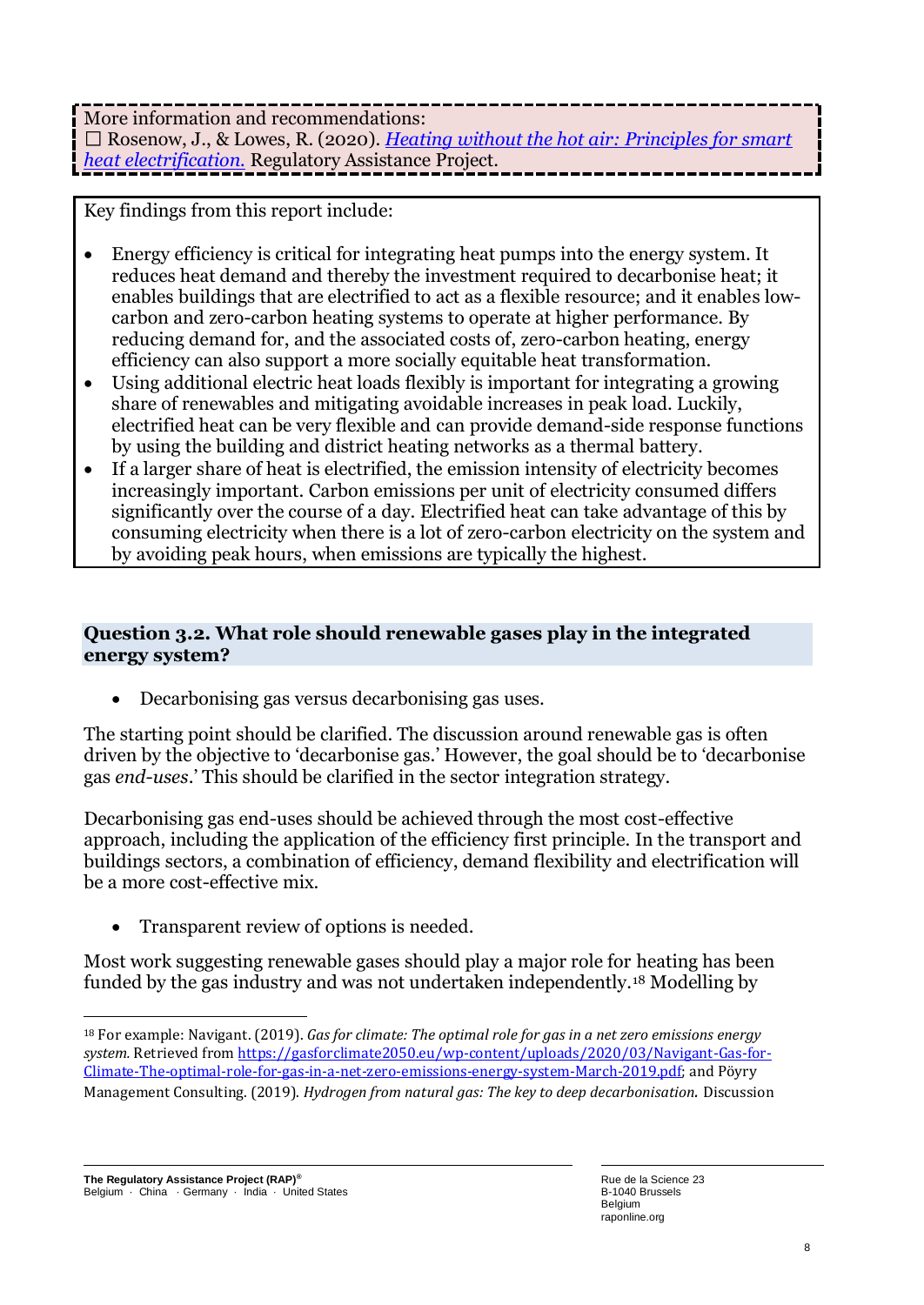More information and recommendations:

☐ Rosenow, J., & Lowes, R. (2020). *Heating without the hot air: Principles for smart heat electrification.* Regulatory Assistance Project.

Key findings from this report include:

- Energy efficiency is critical for integrating heat pumps into the energy system. It reduces heat demand and thereby the investment required to decarbonise heat; it enables buildings that are electrified to act as a flexible resource; and it enables low-carbon and zero-carbon heating systems to operate at higher performance. By reducing demand for, and the associated costs of, zero-carbon heating, energy efficiency can also support a more socially equitable heat transformation.
- Using additional electric heat loads flexibly is important for integrating a growing share of renewables and mitigating avoidable increases in peak load. Luckily, electrified heat can be very flexible and can provide demand-side response functions by using the building and district heating networks as a thermal battery.
- If a larger share of heat is electrified, the emission intensity of electricity becomes increasingly important. Carbon emissions per unit of electricity consumed differs significantly over the course of a day. Electrified heat can take advantage of this by consuming electricity when there is a lot of zero-carbon electricity on the system and by avoiding peak hours, when emissions are typically the highest.

## Question 3.2. What role should renewable gases play in the integrated energy system?

- Decarbonising gas versus decarbonising gas uses.

The starting point should be clarified. The discussion around renewable gas is often driven by the objective to 'decarbonise gas.' However, the goal should be to 'decarbonise gas *end-uses*.' This should be clarified in the sector integration strategy.

Decarbonising gas end-uses should be achieved through the most cost-effective approach, including the application of the efficiency first principle. In the transport and buildings sectors, a combination of efficiency, demand flexibility and electrification will be a more cost-effective mix.

- Transparent review of options is needed.

Most work suggesting renewable gases should play a major role for heating has been funded by the gas industry and was not undertaken independently.[18] Modelling by

[18] For example: Navigant. (2019). *Gas for climate: The optimal role for gas in a net zero emissions energy system.* Retrieved from https://gasforclimate2050.eu/wp-content/uploads/2020/03/Navigant-Gas-for-Climate-The-optimal-role-for-gas-in-a-net-zero-emissions-energy-system-March-2019.pdf; and Pöyry Management Consulting. (2019). *Hydrogen from natural gas: The key to deep decarbonisation.* Discussion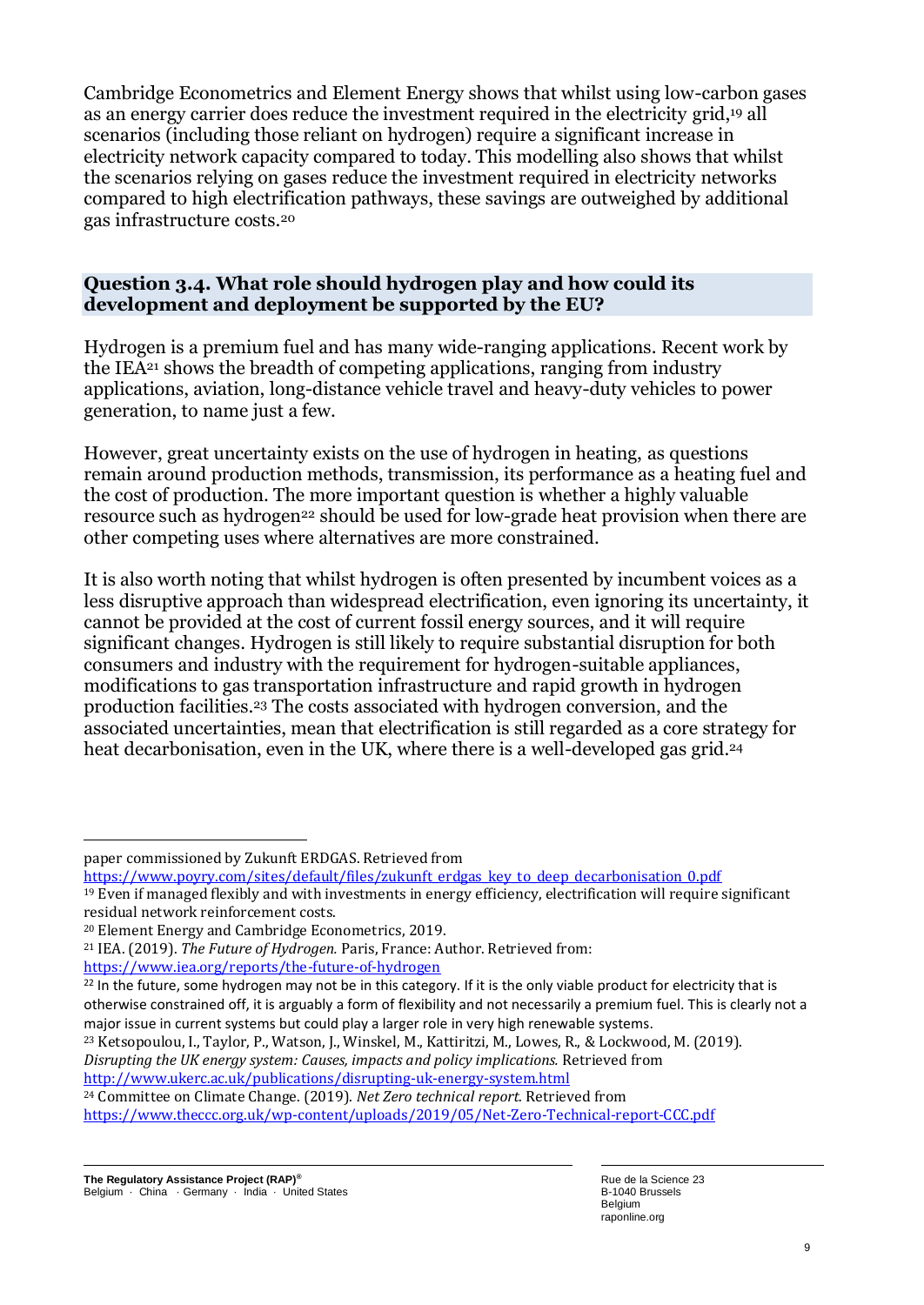Cambridge Econometrics and Element Energy shows that whilst using low-carbon gases as an energy carrier does reduce the investment required in the electricity grid,[19] all scenarios (including those reliant on hydrogen) require a significant increase in electricity network capacity compared to today. This modelling also shows that whilst the scenarios relying on gases reduce the investment required in electricity networks compared to high electrification pathways, these savings are outweighed by additional gas infrastructure costs.[20]

## Question 3.4. What role should hydrogen play and how could its development and deployment be supported by the EU?

Hydrogen is a premium fuel and has many wide-ranging applications. Recent work by the IEA[21] shows the breadth of competing applications, ranging from industry applications, aviation, long-distance vehicle travel and heavy-duty vehicles to power generation, to name just a few.

However, great uncertainty exists on the use of hydrogen in heating, as questions remain around production methods, transmission, its performance as a heating fuel and the cost of production. The more important question is whether a highly valuable resource such as hydrogen[22] should be used for low-grade heat provision when there are other competing uses where alternatives are more constrained.

It is also worth noting that whilst hydrogen is often presented by incumbent voices as a less disruptive approach than widespread electrification, even ignoring its uncertainty, it cannot be provided at the cost of current fossil energy sources, and it will require significant changes. Hydrogen is still likely to require substantial disruption for both consumers and industry with the requirement for hydrogen-suitable appliances, modifications to gas transportation infrastructure and rapid growth in hydrogen production facilities.[23] The costs associated with hydrogen conversion, and the associated uncertainties, mean that electrification is still regarded as a core strategy for heat decarbonisation, even in the UK, where there is a well-developed gas grid.[24]

---

paper commissioned by Zukunft ERDGAS. Retrieved from https://www.poyry.com/sites/default/files/zukunft_erdgas_key_to_deep_decarbonisation_0.pdf

[19] Even if managed flexibly and with investments in energy efficiency, electrification will require significant residual network reinforcement costs.

[20] Element Energy and Cambridge Econometrics, 2019.

[21] IEA. (2019). *The Future of Hydrogen.* Paris, France: Author. Retrieved from: https://www.iea.org/reports/the-future-of-hydrogen

[22] In the future, some hydrogen may not be in this category. If it is the only viable product for electricity that is otherwise constrained off, it is arguably a form of flexibility and not necessarily a premium fuel. This is clearly not a major issue in current systems but could play a larger role in very high renewable systems.

[23] Ketsopoulou, I., Taylor, P., Watson, J., Winskel, M., Kattiritzi, M., Lowes, R., & Lockwood, M. (2019). *Disrupting the UK energy system: Causes, impacts and policy implications.* Retrieved from http://www.ukerc.ac.uk/publications/disrupting-uk-energy-system.html

[24] Committee on Climate Change. (2019). *Net Zero technical report.* Retrieved from https://www.theccc.org.uk/wp-content/uploads/2019/05/Net-Zero-Technical-report-CCC.pdf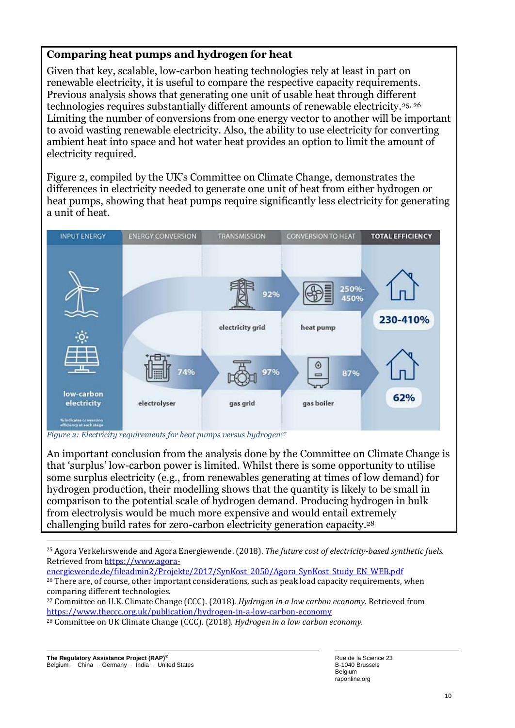## Comparing heat pumps and hydrogen for heat

Given that key, scalable, low-carbon heating technologies rely at least in part on renewable electricity, it is useful to compare the respective capacity requirements. Previous analysis shows that generating one unit of usable heat through different technologies requires substantially different amounts of renewable electricity.[25, 26] Limiting the number of conversions from one energy vector to another will be important to avoid wasting renewable electricity. Also, the ability to use electricity for converting ambient heat into space and hot water heat provides an option to limit the amount of electricity required.

Figure 2, compiled by the UK's Committee on Climate Change, demonstrates the differences in electricity needed to generate one unit of heat from either hydrogen or heat pumps, showing that heat pumps require significantly less electricity for generating a unit of heat.

| INPUT ENERGY | ENERGY CONVERSION | TRANSMISSION | CONVERSION TO HEAT | TOTAL EFFICIENCY |
|---|---|---|---|---|
| low-carbon electricity | | electricity grid 92% | heat pump 250%-450% | 230-410% |
| low-carbon electricity | electrolyser 74% | gas grid 97% | gas boiler 87% | 62% |

% indicates conversion efficiency at each stage

*Figure 2: Electricity requirements for heat pumps versus hydrogen[27]*

An important conclusion from the analysis done by the Committee on Climate Change is that 'surplus' low-carbon power is limited. Whilst there is some opportunity to utilise some surplus electricity (e.g., from renewables generating at times of low demand) for hydrogen production, their modelling shows that the quantity is likely to be small in comparison to the potential scale of hydrogen demand. Producing hydrogen in bulk from electrolysis would be much more expensive and would entail extremely challenging build rates for zero-carbon electricity generation capacity.[28]

---

[25] Agora Verkehrswende and Agora Energiewende. (2018). *The future cost of electricity-based synthetic fuels.* Retrieved from https://www.agora-energiewende.de/fileadmin2/Projekte/2017/SynKost_2050/Agora_SynKost_Study_EN_WEB.pdf

[26] There are, of course, other important considerations, such as peak load capacity requirements, when comparing different technologies.

[27] Committee on U.K. Climate Change (CCC). (2018). *Hydrogen in a low carbon economy.* Retrieved from https://www.theccc.org.uk/publication/hydrogen-in-a-low-carbon-economy

[28] Committee on UK Climate Change (CCC). (2018). *Hydrogen in a low carbon economy.*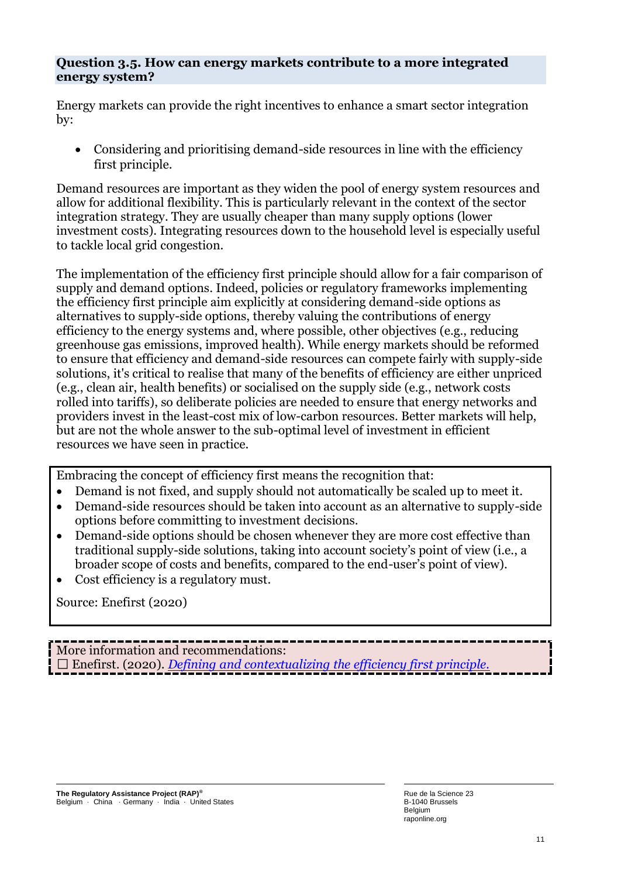### Question 3.5. How can energy markets contribute to a more integrated energy system?

Energy markets can provide the right incentives to enhance a smart sector integration by:

- Considering and prioritising demand-side resources in line with the efficiency first principle.

Demand resources are important as they widen the pool of energy system resources and allow for additional flexibility. This is particularly relevant in the context of the sector integration strategy. They are usually cheaper than many supply options (lower investment costs). Integrating resources down to the household level is especially useful to tackle local grid congestion.

The implementation of the efficiency first principle should allow for a fair comparison of supply and demand options. Indeed, policies or regulatory frameworks implementing the efficiency first principle aim explicitly at considering demand-side options as alternatives to supply-side options, thereby valuing the contributions of energy efficiency to the energy systems and, where possible, other objectives (e.g., reducing greenhouse gas emissions, improved health). While energy markets should be reformed to ensure that efficiency and demand-side resources can compete fairly with supply-side solutions, it's critical to realise that many of the benefits of efficiency are either unpriced (e.g., clean air, health benefits) or socialised on the supply side (e.g., network costs rolled into tariffs), so deliberate policies are needed to ensure that energy networks and providers invest in the least-cost mix of low-carbon resources. Better markets will help, but are not the whole answer to the sub-optimal level of investment in efficient resources we have seen in practice.

Embracing the concept of efficiency first means the recognition that:

- Demand is not fixed, and supply should not automatically be scaled up to meet it.
- Demand-side resources should be taken into account as an alternative to supply-side options before committing to investment decisions.
- Demand-side options should be chosen whenever they are more cost effective than traditional supply-side solutions, taking into account society's point of view (i.e., a broader scope of costs and benefits, compared to the end-user's point of view).
- Cost efficiency is a regulatory must.

Source: Enefirst (2020)

More information and recommendations:
☐ Enefirst. (2020). *Defining and contextualizing the efficiency first principle.*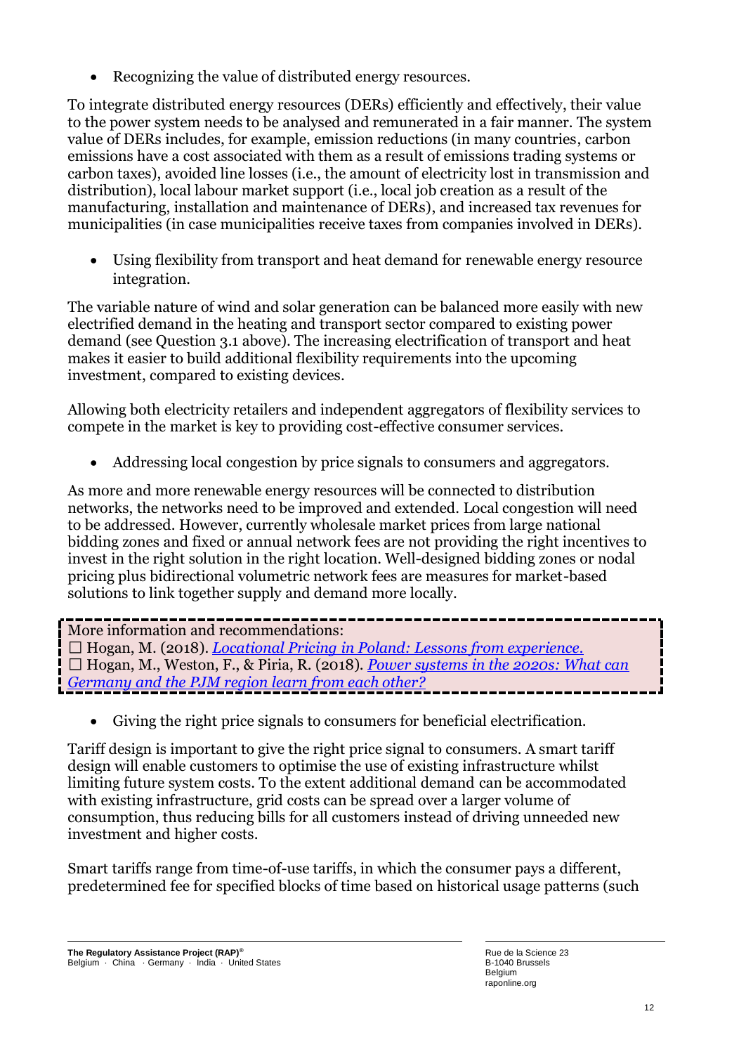- Recognizing the value of distributed energy resources.

To integrate distributed energy resources (DERs) efficiently and effectively, their value to the power system needs to be analysed and remunerated in a fair manner. The system value of DERs includes, for example, emission reductions (in many countries, carbon emissions have a cost associated with them as a result of emissions trading systems or carbon taxes), avoided line losses (i.e., the amount of electricity lost in transmission and distribution), local labour market support (i.e., local job creation as a result of the manufacturing, installation and maintenance of DERs), and increased tax revenues for municipalities (in case municipalities receive taxes from companies involved in DERs).

- Using flexibility from transport and heat demand for renewable energy resource integration.

The variable nature of wind and solar generation can be balanced more easily with new electrified demand in the heating and transport sector compared to existing power demand (see Question 3.1 above). The increasing electrification of transport and heat makes it easier to build additional flexibility requirements into the upcoming investment, compared to existing devices.

Allowing both electricity retailers and independent aggregators of flexibility services to compete in the market is key to providing cost-effective consumer services.

- Addressing local congestion by price signals to consumers and aggregators.

As more and more renewable energy resources will be connected to distribution networks, the networks need to be improved and extended. Local congestion will need to be addressed. However, currently wholesale market prices from large national bidding zones and fixed or annual network fees are not providing the right incentives to invest in the right solution in the right location. Well-designed bidding zones or nodal pricing plus bidirectional volumetric network fees are measures for market-based solutions to link together supply and demand more locally.

> More information and recommendations:
> ☐ Hogan, M. (2018). *Locational Pricing in Poland: Lessons from experience.*
> ☐ Hogan, M., Weston, F., & Piria, R. (2018). *Power systems in the 2020s: What can Germany and the PJM region learn from each other?*

- Giving the right price signals to consumers for beneficial electrification.

Tariff design is important to give the right price signal to consumers. A smart tariff design will enable customers to optimise the use of existing infrastructure whilst limiting future system costs. To the extent additional demand can be accommodated with existing infrastructure, grid costs can be spread over a larger volume of consumption, thus reducing bills for all customers instead of driving unneeded new investment and higher costs.

Smart tariffs range from time-of-use tariffs, in which the consumer pays a different, predetermined fee for specified blocks of time based on historical usage patterns (such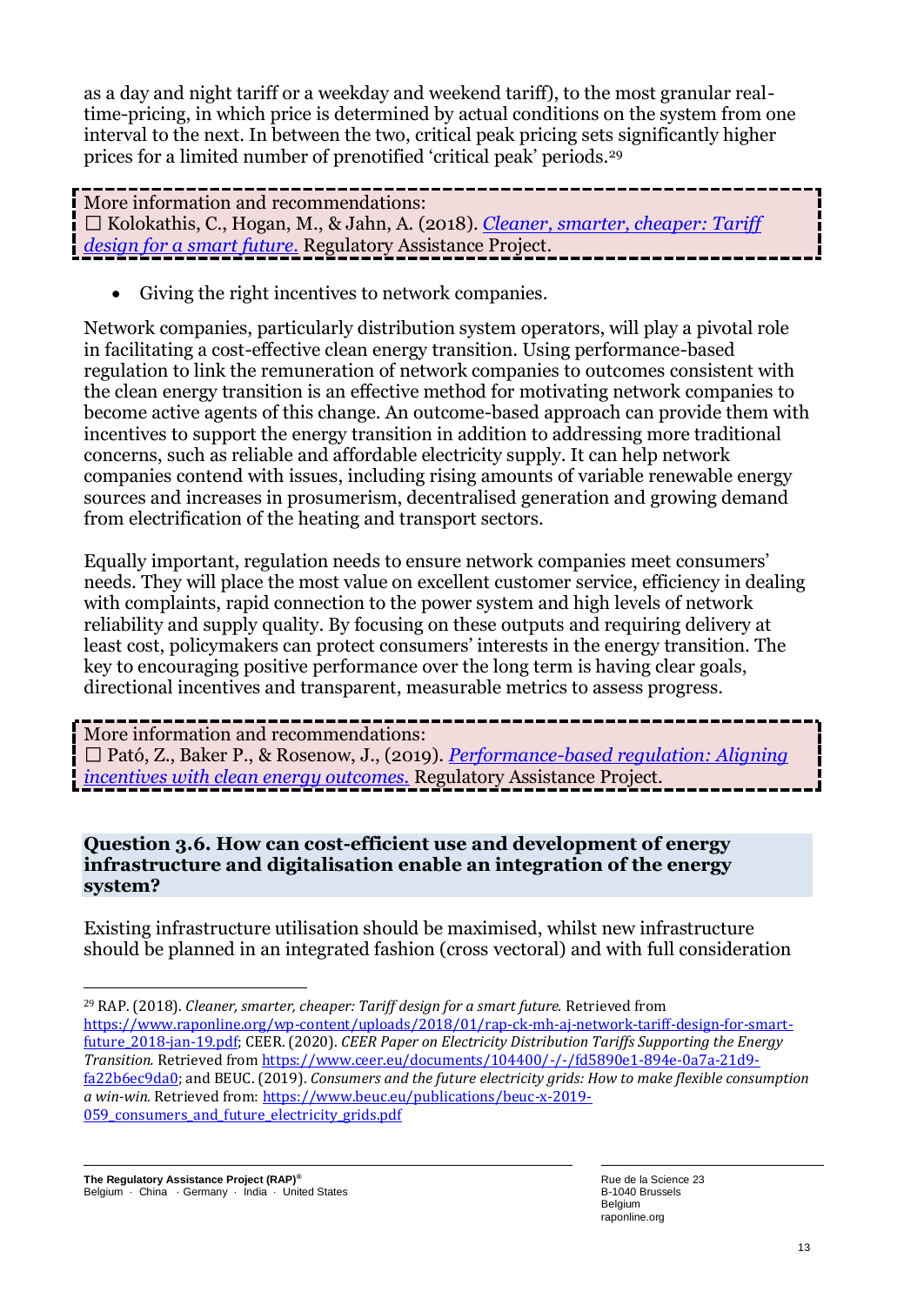as a day and night tariff or a weekday and weekend tariff), to the most granular real-time-pricing, in which price is determined by actual conditions on the system from one interval to the next. In between the two, critical peak pricing sets significantly higher prices for a limited number of prenotified 'critical peak' periods.[29]

> More information and recommendations:
> ☐ Kolokathis, C., Hogan, M., & Jahn, A. (2018). *Cleaner, smarter, cheaper: Tariff design for a smart future.* Regulatory Assistance Project.

- Giving the right incentives to network companies.

Network companies, particularly distribution system operators, will play a pivotal role in facilitating a cost-effective clean energy transition. Using performance-based regulation to link the remuneration of network companies to outcomes consistent with the clean energy transition is an effective method for motivating network companies to become active agents of this change. An outcome-based approach can provide them with incentives to support the energy transition in addition to addressing more traditional concerns, such as reliable and affordable electricity supply. It can help network companies contend with issues, including rising amounts of variable renewable energy sources and increases in prosumerism, decentralised generation and growing demand from electrification of the heating and transport sectors.

Equally important, regulation needs to ensure network companies meet consumers' needs. They will place the most value on excellent customer service, efficiency in dealing with complaints, rapid connection to the power system and high levels of network reliability and supply quality. By focusing on these outputs and requiring delivery at least cost, policymakers can protect consumers' interests in the energy transition. The key to encouraging positive performance over the long term is having clear goals, directional incentives and transparent, measurable metrics to assess progress.

> More information and recommendations:
> ☐ Pató, Z., Baker P., & Rosenow, J., (2019). *Performance-based regulation: Aligning incentives with clean energy outcomes.* Regulatory Assistance Project.

**Question 3.6. How can cost-efficient use and development of energy infrastructure and digitalisation enable an integration of the energy system?**

Existing infrastructure utilisation should be maximised, whilst new infrastructure should be planned in an integrated fashion (cross vectoral) and with full consideration

---

[29] RAP. (2018). *Cleaner, smarter, cheaper: Tariff design for a smart future.* Retrieved from https://www.raponline.org/wp-content/uploads/2018/01/rap-ck-mh-aj-network-tariff-design-for-smart-future_2018-jan-19.pdf; CEER. (2020). *CEER Paper on Electricity Distribution Tariffs Supporting the Energy Transition.* Retrieved from https://www.ceer.eu/documents/104400/-/-/fd5890e1-894e-0a7a-21d9-fa22b6ec9da0; and BEUC. (2019). *Consumers and the future electricity grids: How to make flexible consumption a win-win.* Retrieved from: https://www.beuc.eu/publications/beuc-x-2019-059_consumers_and_future_electricity_grids.pdf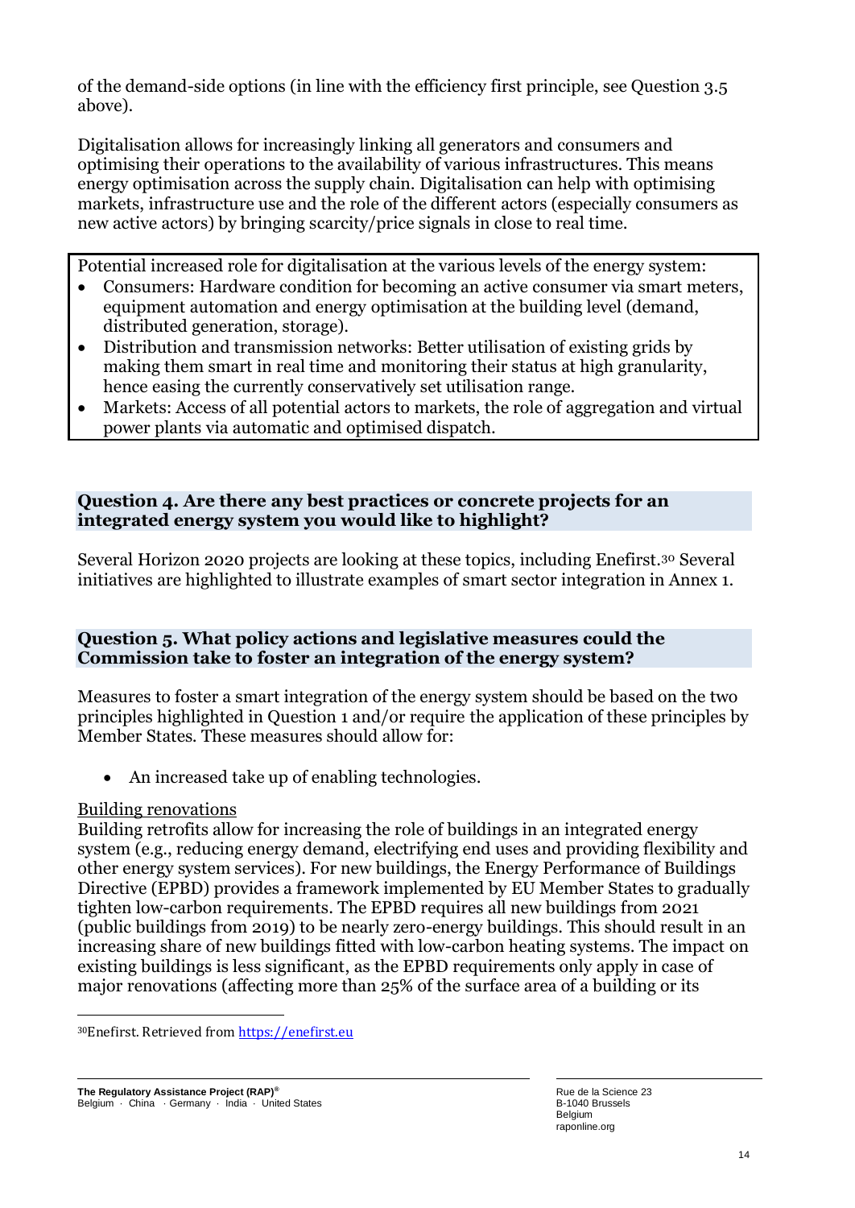of the demand-side options (in line with the efficiency first principle, see Question 3.5 above).

Digitalisation allows for increasingly linking all generators and consumers and optimising their operations to the availability of various infrastructures. This means energy optimisation across the supply chain. Digitalisation can help with optimising markets, infrastructure use and the role of the different actors (especially consumers as new active actors) by bringing scarcity/price signals in close to real time.

> Potential increased role for digitalisation at the various levels of the energy system:
>
> - Consumers: Hardware condition for becoming an active consumer via smart meters, equipment automation and energy optimisation at the building level (demand, distributed generation, storage).
> - Distribution and transmission networks: Better utilisation of existing grids by making them smart in real time and monitoring their status at high granularity, hence easing the currently conservatively set utilisation range.
> - Markets: Access of all potential actors to markets, the role of aggregation and virtual power plants via automatic and optimised dispatch.

### Question 4. Are there any best practices or concrete projects for an integrated energy system you would like to highlight?

Several Horizon 2020 projects are looking at these topics, including Enefirst.[30] Several initiatives are highlighted to illustrate examples of smart sector integration in Annex 1.

### Question 5. What policy actions and legislative measures could the Commission take to foster an integration of the energy system?

Measures to foster a smart integration of the energy system should be based on the two principles highlighted in Question 1 and/or require the application of these principles by Member States. These measures should allow for:

- An increased take up of enabling technologies.

Building renovations

Building retrofits allow for increasing the role of buildings in an integrated energy system (e.g., reducing energy demand, electrifying end uses and providing flexibility and other energy system services). For new buildings, the Energy Performance of Buildings Directive (EPBD) provides a framework implemented by EU Member States to gradually tighten low-carbon requirements. The EPBD requires all new buildings from 2021 (public buildings from 2019) to be nearly zero-energy buildings. This should result in an increasing share of new buildings fitted with low-carbon heating systems. The impact on existing buildings is less significant, as the EPBD requirements only apply in case of major renovations (affecting more than 25% of the surface area of a building or its

---

[30] Enefirst. Retrieved from https://enefirst.eu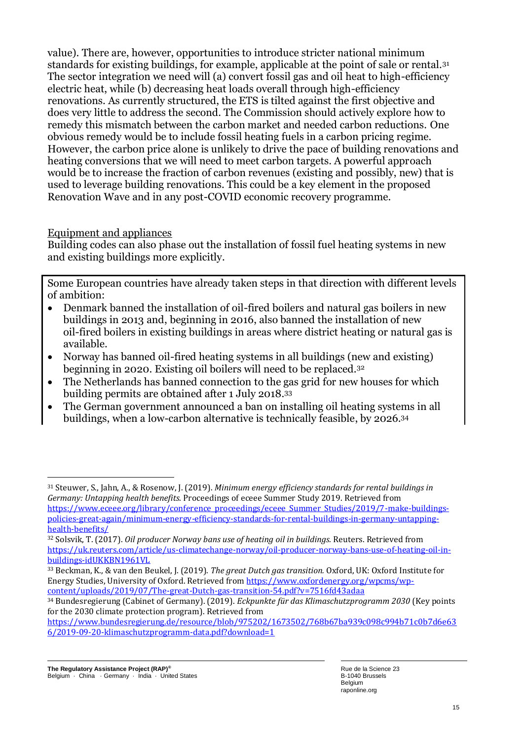value). There are, however, opportunities to introduce stricter national minimum standards for existing buildings, for example, applicable at the point of sale or rental.[31] The sector integration we need will (a) convert fossil gas and oil heat to high-efficiency electric heat, while (b) decreasing heat loads overall through high-efficiency renovations. As currently structured, the ETS is tilted against the first objective and does very little to address the second. The Commission should actively explore how to remedy this mismatch between the carbon market and needed carbon reductions. One obvious remedy would be to include fossil heating fuels in a carbon pricing regime. However, the carbon price alone is unlikely to drive the pace of building renovations and heating conversions that we will need to meet carbon targets. A powerful approach would be to increase the fraction of carbon revenues (existing and possibly, new) that is used to leverage building renovations. This could be a key element in the proposed Renovation Wave and in any post-COVID economic recovery programme.

Equipment and appliances

Building codes can also phase out the installation of fossil fuel heating systems in new and existing buildings more explicitly.

Some European countries have already taken steps in that direction with different levels of ambition:

- Denmark banned the installation of oil-fired boilers and natural gas boilers in new buildings in 2013 and, beginning in 2016, also banned the installation of new oil-fired boilers in existing buildings in areas where district heating or natural gas is available.
- Norway has banned oil-fired heating systems in all buildings (new and existing) beginning in 2020. Existing oil boilers will need to be replaced.[32]
- The Netherlands has banned connection to the gas grid for new houses for which building permits are obtained after 1 July 2018.[33]
- The German government announced a ban on installing oil heating systems in all buildings, when a low-carbon alternative is technically feasible, by 2026.[34]

---

[31] Steuwer, S., Jahn, A., & Rosenow, J. (2019). *Minimum energy efficiency standards for rental buildings in Germany: Untapping health benefits.* Proceedings of eceee Summer Study 2019. Retrieved from https://www.eceee.org/library/conference_proceedings/eceee_Summer_Studies/2019/7-make-buildings-policies-great-again/minimum-energy-efficiency-standards-for-rental-buildings-in-germany-untapping-health-benefits/

[32] Solsvik, T. (2017). *Oil producer Norway bans use of heating oil in buildings.* Reuters. Retrieved from https://uk.reuters.com/article/us-climatechange-norway/oil-producer-norway-bans-use-of-heating-oil-in-buildings-idUKKBN1961VL

[33] Beckman, K., & van den Beukel, J. (2019). *The great Dutch gas transition.* Oxford, UK: Oxford Institute for Energy Studies, University of Oxford. Retrieved from https://www.oxfordenergy.org/wpcms/wp-content/uploads/2019/07/The-great-Dutch-gas-transition-54.pdf?v=7516fd43adaa

[34] Bundesregierung (Cabinet of Germany). (2019). *Eckpunkte für das Klimaschutzprogramm 2030* (Key points for the 2030 climate protection program). Retrieved from https://www.bundesregierung.de/resource/blob/975202/1673502/768b67ba939c098c994b71c0b7d6e636/2019-09-20-klimaschutzprogramm-data.pdf?download=1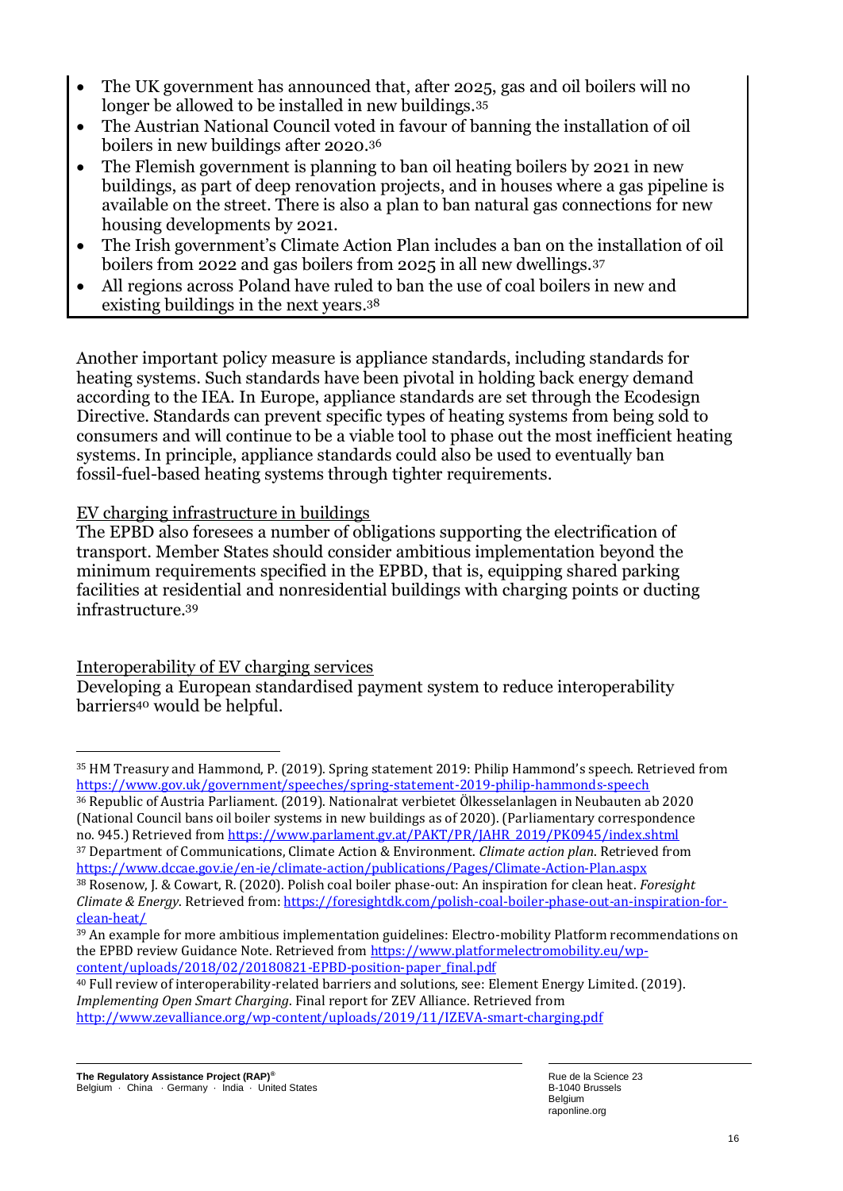- The UK government has announced that, after 2025, gas and oil boilers will no longer be allowed to be installed in new buildings.[35]
- The Austrian National Council voted in favour of banning the installation of oil boilers in new buildings after 2020.[36]
- The Flemish government is planning to ban oil heating boilers by 2021 in new buildings, as part of deep renovation projects, and in houses where a gas pipeline is available on the street. There is also a plan to ban natural gas connections for new housing developments by 2021.
- The Irish government's Climate Action Plan includes a ban on the installation of oil boilers from 2022 and gas boilers from 2025 in all new dwellings.[37]
- All regions across Poland have ruled to ban the use of coal boilers in new and existing buildings in the next years.[38]

Another important policy measure is appliance standards, including standards for heating systems. Such standards have been pivotal in holding back energy demand according to the IEA. In Europe, appliance standards are set through the Ecodesign Directive. Standards can prevent specific types of heating systems from being sold to consumers and will continue to be a viable tool to phase out the most inefficient heating systems. In principle, appliance standards could also be used to eventually ban fossil-fuel-based heating systems through tighter requirements.

EV charging infrastructure in buildings

The EPBD also foresees a number of obligations supporting the electrification of transport. Member States should consider ambitious implementation beyond the minimum requirements specified in the EPBD, that is, equipping shared parking facilities at residential and nonresidential buildings with charging points or ducting infrastructure.[39]

Interoperability of EV charging services

Developing a European standardised payment system to reduce interoperability barriers[40] would be helpful.

---

[35] HM Treasury and Hammond, P. (2019). Spring statement 2019: Philip Hammond's speech. Retrieved from https://www.gov.uk/government/speeches/spring-statement-2019-philip-hammonds-speech

[36] Republic of Austria Parliament. (2019). Nationalrat verbietet Ölkesselanlagen in Neubauten ab 2020 (National Council bans oil boiler systems in new buildings as of 2020). (Parliamentary correspondence no. 945.) Retrieved from https://www.parlament.gv.at/PAKT/PR/JAHR_2019/PK0945/index.shtml

[37] Department of Communications, Climate Action & Environment. *Climate action plan*. Retrieved from https://www.dccae.gov.ie/en-ie/climate-action/publications/Pages/Climate-Action-Plan.aspx

[38] Rosenow, J. & Cowart, R. (2020). Polish coal boiler phase-out: An inspiration for clean heat. *Foresight Climate & Energy*. Retrieved from: https://foresightdk.com/polish-coal-boiler-phase-out-an-inspiration-for-clean-heat/

[39] An example for more ambitious implementation guidelines: Electro-mobility Platform recommendations on the EPBD review Guidance Note. Retrieved from https://www.platformelectromobility.eu/wp-content/uploads/2018/02/20180821-EPBD-position-paper_final.pdf

[40] Full review of interoperability-related barriers and solutions, see: Element Energy Limited. (2019). *Implementing Open Smart Charging*. Final report for ZEV Alliance. Retrieved from http://www.zevalliance.org/wp-content/uploads/2019/11/IZEVA-smart-charging.pdf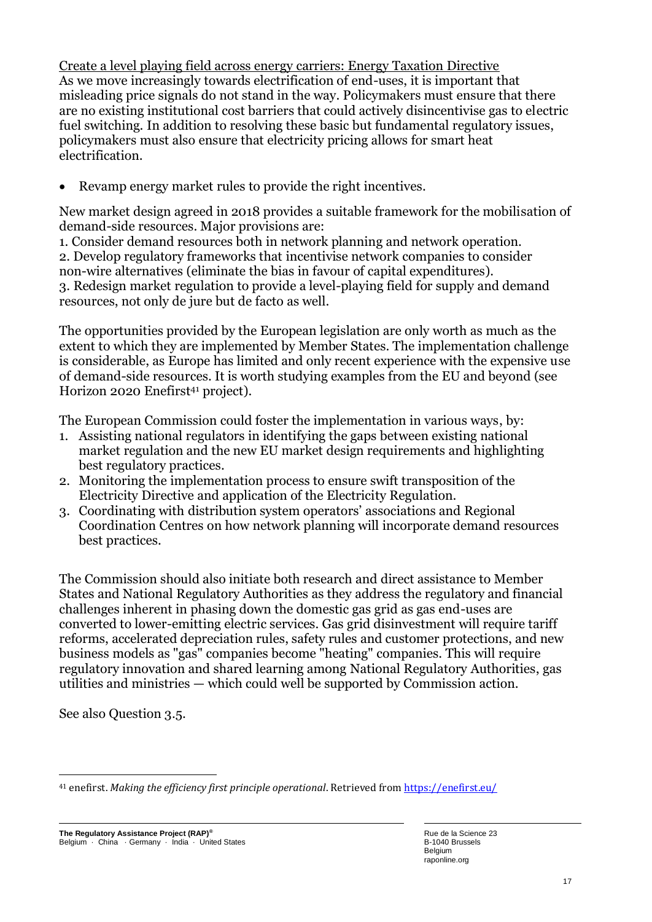Create a level playing field across energy carriers: Energy Taxation Directive

As we move increasingly towards electrification of end-uses, it is important that misleading price signals do not stand in the way. Policymakers must ensure that there are no existing institutional cost barriers that could actively disincentivise gas to electric fuel switching. In addition to resolving these basic but fundamental regulatory issues, policymakers must also ensure that electricity pricing allows for smart heat electrification.

- Revamp energy market rules to provide the right incentives.

New market design agreed in 2018 provides a suitable framework for the mobilisation of demand-side resources. Major provisions are:
1. Consider demand resources both in network planning and network operation.
2. Develop regulatory frameworks that incentivise network companies to consider non-wire alternatives (eliminate the bias in favour of capital expenditures).
3. Redesign market regulation to provide a level-playing field for supply and demand resources, not only de jure but de facto as well.

The opportunities provided by the European legislation are only worth as much as the extent to which they are implemented by Member States. The implementation challenge is considerable, as Europe has limited and only recent experience with the expensive use of demand-side resources. It is worth studying examples from the EU and beyond (see Horizon 2020 Enefirst[41] project).

The European Commission could foster the implementation in various ways, by:
1. Assisting national regulators in identifying the gaps between existing national market regulation and the new EU market design requirements and highlighting best regulatory practices.
2. Monitoring the implementation process to ensure swift transposition of the Electricity Directive and application of the Electricity Regulation.
3. Coordinating with distribution system operators' associations and Regional Coordination Centres on how network planning will incorporate demand resources best practices.

The Commission should also initiate both research and direct assistance to Member States and National Regulatory Authorities as they address the regulatory and financial challenges inherent in phasing down the domestic gas grid as gas end-uses are converted to lower-emitting electric services. Gas grid disinvestment will require tariff reforms, accelerated depreciation rules, safety rules and customer protections, and new business models as "gas" companies become "heating" companies. This will require regulatory innovation and shared learning among National Regulatory Authorities, gas utilities and ministries — which could well be supported by Commission action.

See also Question 3.5.

---

[41] enefirst. *Making the efficiency first principle operational*. Retrieved from https://enefirst.eu/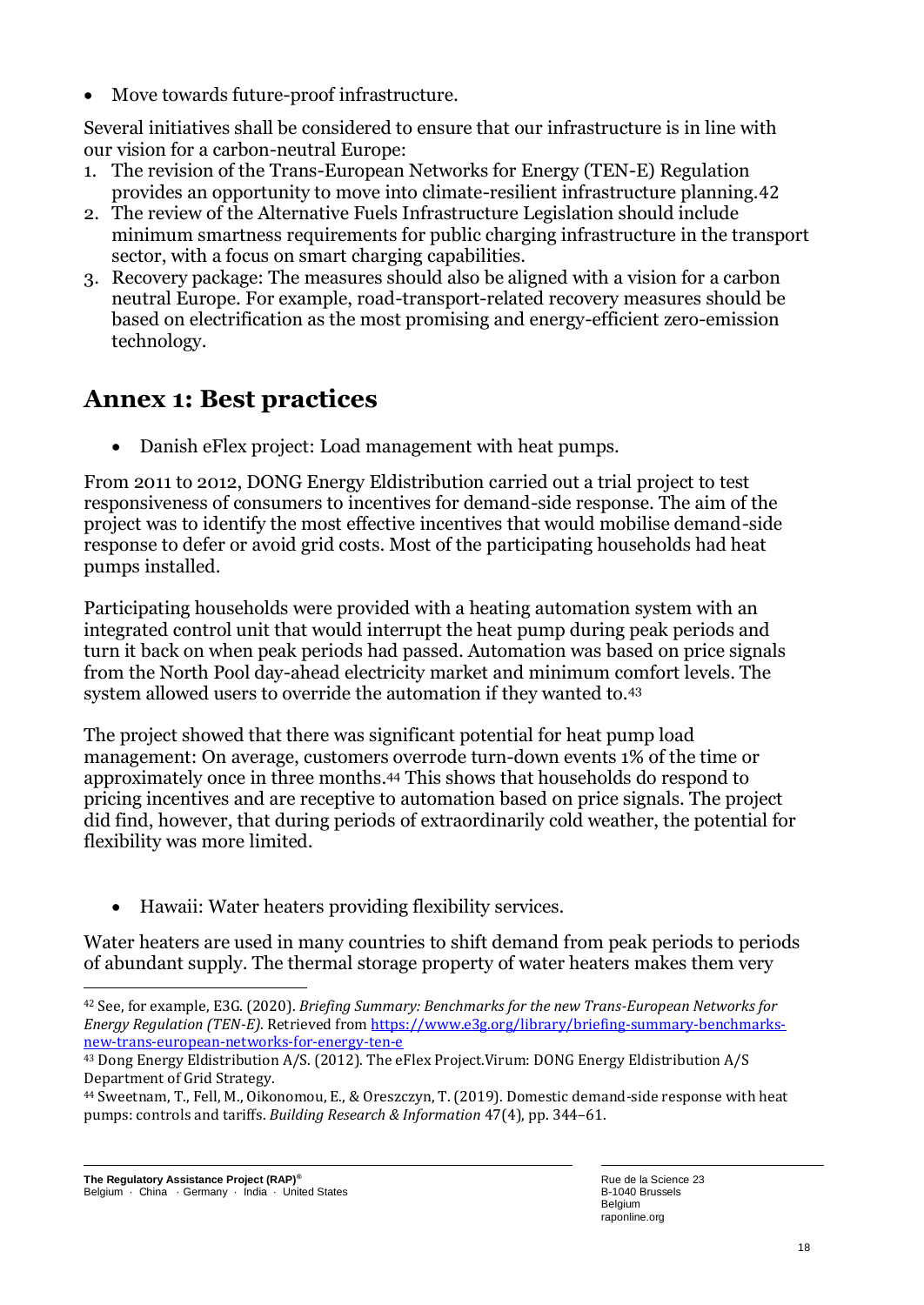- Move towards future-proof infrastructure.

Several initiatives shall be considered to ensure that our infrastructure is in line with our vision for a carbon-neutral Europe:

1. The revision of the Trans-European Networks for Energy (TEN-E) Regulation provides an opportunity to move into climate-resilient infrastructure planning.[42]
2. The review of the Alternative Fuels Infrastructure Legislation should include minimum smartness requirements for public charging infrastructure in the transport sector, with a focus on smart charging capabilities.
3. Recovery package: The measures should also be aligned with a vision for a carbon neutral Europe. For example, road-transport-related recovery measures should be based on electrification as the most promising and energy-efficient zero-emission technology.

## Annex 1: Best practices

- Danish eFlex project: Load management with heat pumps.

From 2011 to 2012, DONG Energy Eldistribution carried out a trial project to test responsiveness of consumers to incentives for demand-side response. The aim of the project was to identify the most effective incentives that would mobilise demand-side response to defer or avoid grid costs. Most of the participating households had heat pumps installed.

Participating households were provided with a heating automation system with an integrated control unit that would interrupt the heat pump during peak periods and turn it back on when peak periods had passed. Automation was based on price signals from the North Pool day-ahead electricity market and minimum comfort levels. The system allowed users to override the automation if they wanted to.[43]

The project showed that there was significant potential for heat pump load management: On average, customers overrode turn-down events 1% of the time or approximately once in three months.[44] This shows that households do respond to pricing incentives and are receptive to automation based on price signals. The project did find, however, that during periods of extraordinarily cold weather, the potential for flexibility was more limited.

- Hawaii: Water heaters providing flexibility services.

Water heaters are used in many countries to shift demand from peak periods to periods of abundant supply. The thermal storage property of water heaters makes them very

---

[42] See, for example, E3G. (2020). *Briefing Summary: Benchmarks for the new Trans-European Networks for Energy Regulation (TEN-E)*. Retrieved from https://www.e3g.org/library/briefing-summary-benchmarks-new-trans-european-networks-for-energy-ten-e

[43] Dong Energy Eldistribution A/S. (2012). The eFlex Project.Virum: DONG Energy Eldistribution A/S Department of Grid Strategy.

[44] Sweetnam, T., Fell, M., Oikonomou, E., & Oreszczyn, T. (2019). Domestic demand-side response with heat pumps: controls and tariffs. *Building Research & Information* 47(4), pp. 344–61.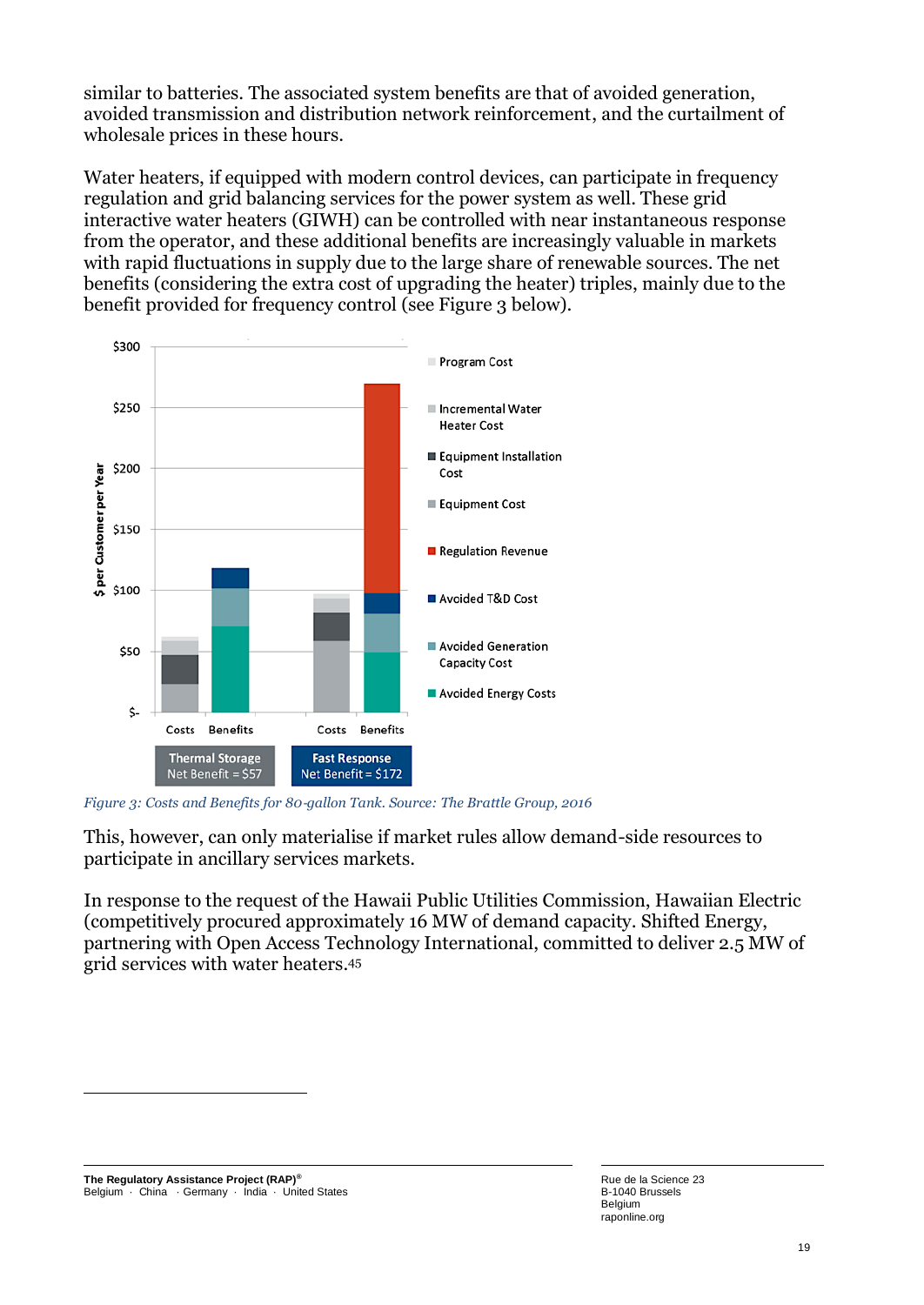similar to batteries. The associated system benefits are that of avoided generation, avoided transmission and distribution network reinforcement, and the curtailment of wholesale prices in these hours.

Water heaters, if equipped with modern control devices, can participate in frequency regulation and grid balancing services for the power system as well. These grid interactive water heaters (GIWH) can be controlled with near instantaneous response from the operator, and these additional benefits are increasingly valuable in markets with rapid fluctuations in supply due to the large share of renewable sources. The net benefits (considering the extra cost of upgrading the heater) triples, mainly due to the benefit provided for frequency control (see Figure 3 below).

*Figure 3: Costs and Benefits for 80-gallon Tank. Source: The Brattle Group, 2016*

This, however, can only materialise if market rules allow demand-side resources to participate in ancillary services markets.

In response to the request of the Hawaii Public Utilities Commission, Hawaiian Electric (competitively procured approximately 16 MW of demand capacity. Shifted Energy, partnering with Open Access Technology International, committed to deliver 2.5 MW of grid services with water heaters.[45]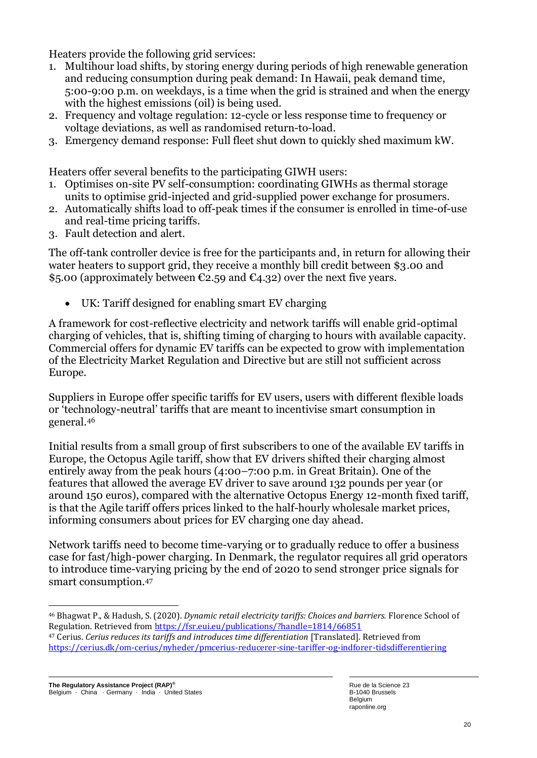Heaters provide the following grid services:

1. Multihour load shifts, by storing energy during periods of high renewable generation and reducing consumption during peak demand: In Hawaii, peak demand time, 5:00-9:00 p.m. on weekdays, is a time when the grid is strained and when the energy with the highest emissions (oil) is being used.
2. Frequency and voltage regulation: 12-cycle or less response time to frequency or voltage deviations, as well as randomised return-to-load.
3. Emergency demand response: Full fleet shut down to quickly shed maximum kW.

Heaters offer several benefits to the participating GIWH users:

1. Optimises on-site PV self-consumption: coordinating GIWHs as thermal storage units to optimise grid-injected and grid-supplied power exchange for prosumers.
2. Automatically shifts load to off-peak times if the consumer is enrolled in time-of-use and real-time pricing tariffs.
3. Fault detection and alert.

The off-tank controller device is free for the participants and, in return for allowing their water heaters to support grid, they receive a monthly bill credit between $3.00 and $5.00 (approximately between €2.59 and €4.32) over the next five years.

- UK: Tariff designed for enabling smart EV charging

A framework for cost-reflective electricity and network tariffs will enable grid-optimal charging of vehicles, that is, shifting timing of charging to hours with available capacity. Commercial offers for dynamic EV tariffs can be expected to grow with implementation of the Electricity Market Regulation and Directive but are still not sufficient across Europe.

Suppliers in Europe offer specific tariffs for EV users, users with different flexible loads or 'technology-neutral' tariffs that are meant to incentivise smart consumption in general.[46]

Initial results from a small group of first subscribers to one of the available EV tariffs in Europe, the Octopus Agile tariff, show that EV drivers shifted their charging almost entirely away from the peak hours (4:00–7:00 p.m. in Great Britain). One of the features that allowed the average EV driver to save around 132 pounds per year (or around 150 euros), compared with the alternative Octopus Energy 12-month fixed tariff, is that the Agile tariff offers prices linked to the half-hourly wholesale market prices, informing consumers about prices for EV charging one day ahead.

Network tariffs need to become time-varying or to gradually reduce to offer a business case for fast/high-power charging. In Denmark, the regulator requires all grid operators to introduce time-varying pricing by the end of 2020 to send stronger price signals for smart consumption.[47]

---

[46] Bhagwat P., & Hadush, S. (2020). *Dynamic retail electricity tariffs: Choices and barriers.* Florence School of Regulation. Retrieved from https://fsr.eui.eu/publications/?handle=1814/66851

[47] Cerius. *Cerius reduces its tariffs and introduces time differentiation* [Translated]. Retrieved from https://cerius.dk/om-cerius/nyheder/pmcerius-reducerer-sine-tariffer-og-indforer-tidsdifferentiering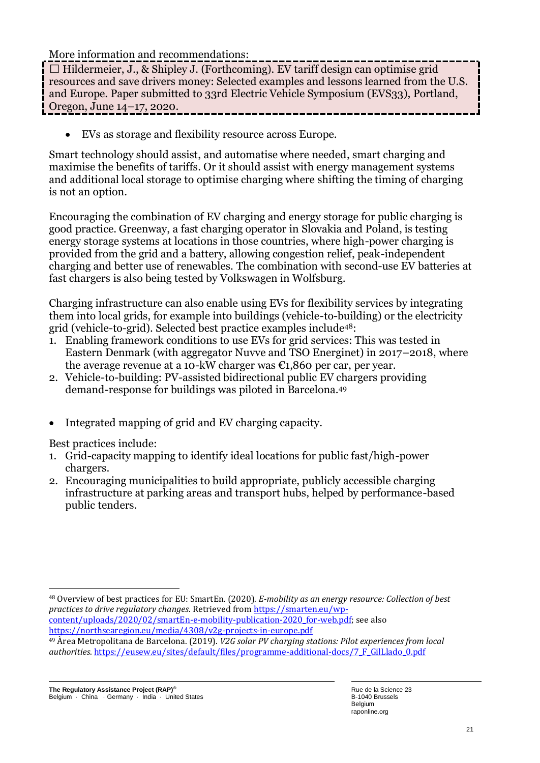More information and recommendations:

☐ Hildermeier, J., & Shipley J. (Forthcoming). EV tariff design can optimise grid resources and save drivers money: Selected examples and lessons learned from the U.S. and Europe. Paper submitted to 33rd Electric Vehicle Symposium (EVS33), Portland, Oregon, June 14–17, 2020.

- EVs as storage and flexibility resource across Europe.

Smart technology should assist, and automatise where needed, smart charging and maximise the benefits of tariffs. Or it should assist with energy management systems and additional local storage to optimise charging where shifting the timing of charging is not an option.

Encouraging the combination of EV charging and energy storage for public charging is good practice. Greenway, a fast charging operator in Slovakia and Poland, is testing energy storage systems at locations in those countries, where high-power charging is provided from the grid and a battery, allowing congestion relief, peak-independent charging and better use of renewables. The combination with second-use EV batteries at fast chargers is also being tested by Volkswagen in Wolfsburg.

Charging infrastructure can also enable using EVs for flexibility services by integrating them into local grids, for example into buildings (vehicle-to-building) or the electricity grid (vehicle-to-grid). Selected best practice examples include[48]:

1. Enabling framework conditions to use EVs for grid services: This was tested in Eastern Denmark (with aggregator Nuvve and TSO Energinet) in 2017–2018, where the average revenue at a 10-kW charger was €1,860 per car, per year.
2. Vehicle-to-building: PV-assisted bidirectional public EV chargers providing demand-response for buildings was piloted in Barcelona.[49]

- Integrated mapping of grid and EV charging capacity.

Best practices include:

1. Grid-capacity mapping to identify ideal locations for public fast/high-power chargers.
2. Encouraging municipalities to build appropriate, publicly accessible charging infrastructure at parking areas and transport hubs, helped by performance-based public tenders.

---

[48] Overview of best practices for EU: SmartEn. (2020). *E-mobility as an energy resource: Collection of best practices to drive regulatory changes*. Retrieved from https://smarten.eu/wp-content/uploads/2020/02/smartEn-e-mobility-publication-2020_for-web.pdf; see also https://northsearegion.eu/media/4308/v2g-projects-in-europe.pdf

[49] Àrea Metropolitana de Barcelona. (2019). *V2G solar PV charging stations: Pilot experiences from local authorities*. https://eusew.eu/sites/default/files/programme-additional-docs/7_F_GilLlado_0.pdf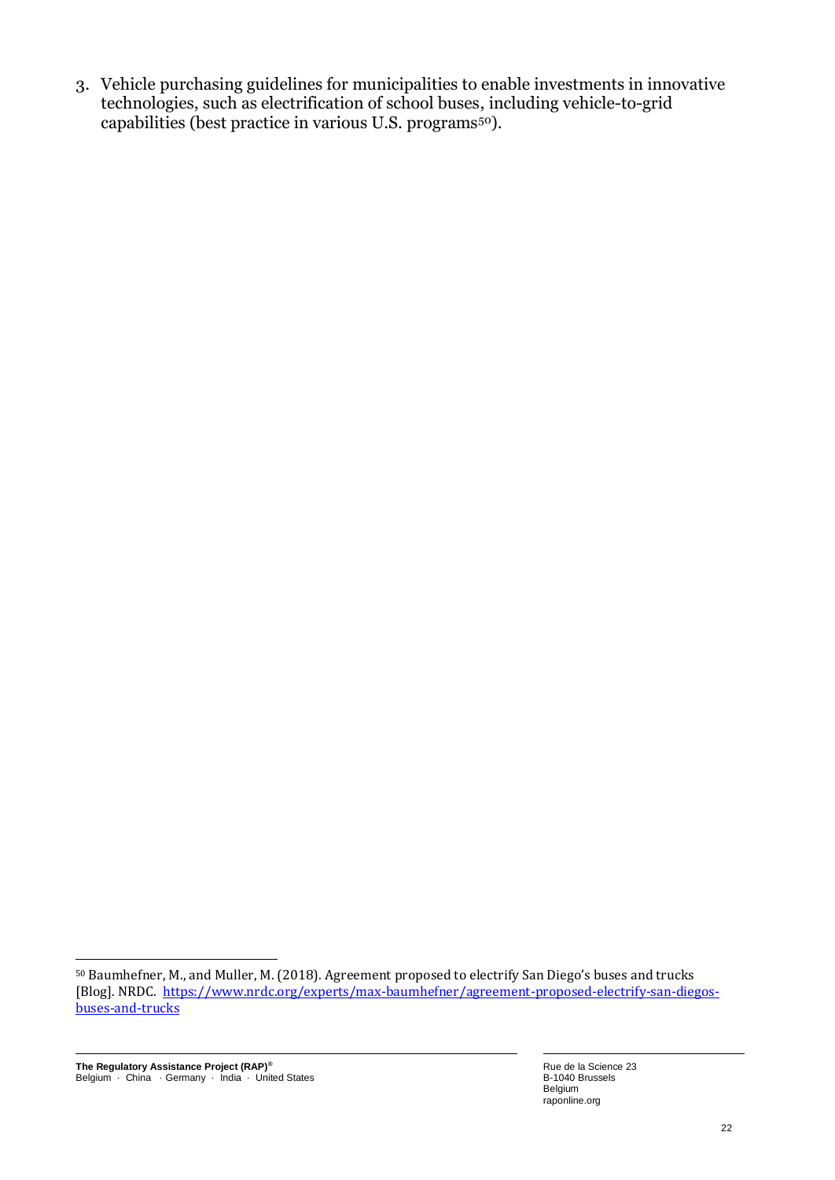3. Vehicle purchasing guidelines for municipalities to enable investments in innovative technologies, such as electrification of school buses, including vehicle-to-grid capabilities (best practice in various U.S. programs[50]).

[50] Baumhefner, M., and Muller, M. (2018). Agreement proposed to electrify San Diego's buses and trucks [Blog]. NRDC. https://www.nrdc.org/experts/max-baumhefner/agreement-proposed-electrify-san-diegos-buses-and-trucks